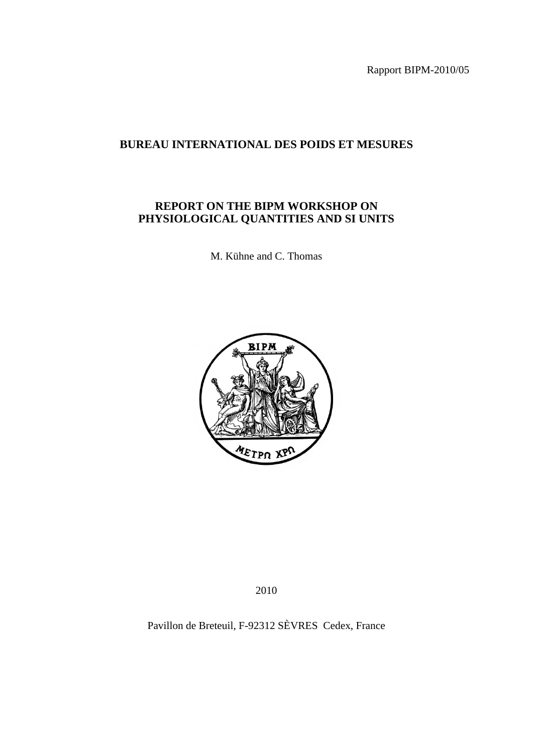Rapport BIPM-2010/05

# BUREAU INTERNATIONAL DES POIDS ET MESURES

## REPORT ON THE BIPM WORKSHOP ON PHYSIOLOGICAL QUANTITIES AND SI UNITS

M. Kühne and C. Thomas

2010

Pavillon de Breteuil, F-92312 SÈVRES Cedex, France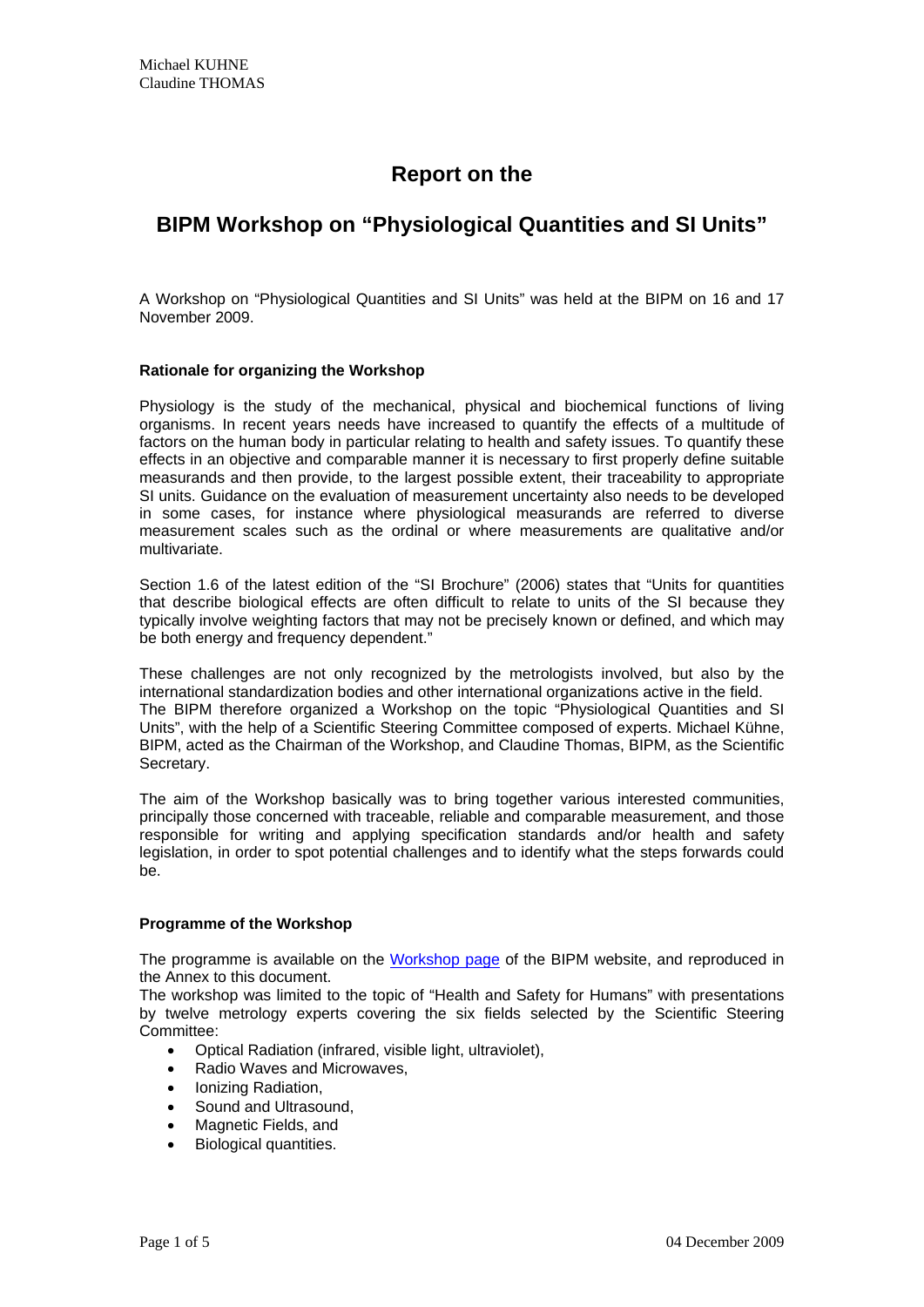Michael KUHNE
Claudine THOMAS

# Report on the

# BIPM Workshop on "Physiological Quantities and SI Units"

A Workshop on "Physiological Quantities and SI Units" was held at the BIPM on 16 and 17 November 2009.

### Rationale for organizing the Workshop

Physiology is the study of the mechanical, physical and biochemical functions of living organisms. In recent years needs have increased to quantify the effects of a multitude of factors on the human body in particular relating to health and safety issues. To quantify these effects in an objective and comparable manner it is necessary to first properly define suitable measurands and then provide, to the largest possible extent, their traceability to appropriate SI units. Guidance on the evaluation of measurement uncertainty also needs to be developed in some cases, for instance where physiological measurands are referred to diverse measurement scales such as the ordinal or where measurements are qualitative and/or multivariate.

Section 1.6 of the latest edition of the "SI Brochure" (2006) states that "Units for quantities that describe biological effects are often difficult to relate to units of the SI because they typically involve weighting factors that may not be precisely known or defined, and which may be both energy and frequency dependent."

These challenges are not only recognized by the metrologists involved, but also by the international standardization bodies and other international organizations active in the field.
The BIPM therefore organized a Workshop on the topic "Physiological Quantities and SI Units", with the help of a Scientific Steering Committee composed of experts. Michael Kühne, BIPM, acted as the Chairman of the Workshop, and Claudine Thomas, BIPM, as the Scientific Secretary.

The aim of the Workshop basically was to bring together various interested communities, principally those concerned with traceable, reliable and comparable measurement, and those responsible for writing and applying specification standards and/or health and safety legislation, in order to spot potential challenges and to identify what the steps forwards could be.

### Programme of the Workshop

The programme is available on the Workshop page of the BIPM website, and reproduced in the Annex to this document.
The workshop was limited to the topic of "Health and Safety for Humans" with presentations by twelve metrology experts covering the six fields selected by the Scientific Steering Committee:

- Optical Radiation (infrared, visible light, ultraviolet),
- Radio Waves and Microwaves,
- Ionizing Radiation,
- Sound and Ultrasound,
- Magnetic Fields, and
- Biological quantities.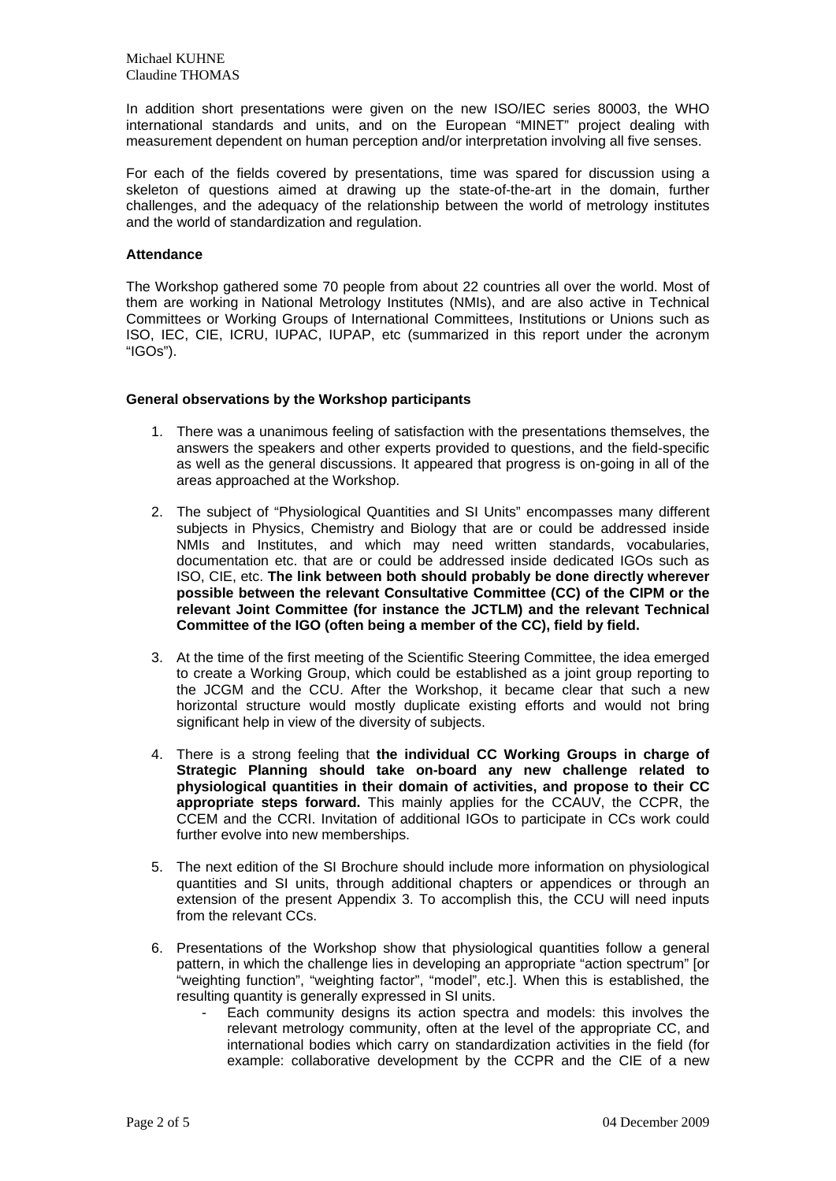Michael KUHNE
Claudine THOMAS

In addition short presentations were given on the new ISO/IEC series 80003, the WHO international standards and units, and on the European "MINET" project dealing with measurement dependent on human perception and/or interpretation involving all five senses.

For each of the fields covered by presentations, time was spared for discussion using a skeleton of questions aimed at drawing up the state-of-the-art in the domain, further challenges, and the adequacy of the relationship between the world of metrology institutes and the world of standardization and regulation.

**Attendance**

The Workshop gathered some 70 people from about 22 countries all over the world. Most of them are working in National Metrology Institutes (NMIs), and are also active in Technical Committees or Working Groups of International Committees, Institutions or Unions such as ISO, IEC, CIE, ICRU, IUPAC, IUPAP, etc (summarized in this report under the acronym "IGOs").

**General observations by the Workshop participants**

1. There was a unanimous feeling of satisfaction with the presentations themselves, the answers the speakers and other experts provided to questions, and the field-specific as well as the general discussions. It appeared that progress is on-going in all of the areas approached at the Workshop.

2. The subject of "Physiological Quantities and SI Units" encompasses many different subjects in Physics, Chemistry and Biology that are or could be addressed inside NMIs and Institutes, and which may need written standards, vocabularies, documentation etc. that are or could be addressed inside dedicated IGOs such as ISO, CIE, etc. **The link between both should probably be done directly wherever possible between the relevant Consultative Committee (CC) of the CIPM or the relevant Joint Committee (for instance the JCTLM) and the relevant Technical Committee of the IGO (often being a member of the CC), field by field.**

3. At the time of the first meeting of the Scientific Steering Committee, the idea emerged to create a Working Group, which could be established as a joint group reporting to the JCGM and the CCU. After the Workshop, it became clear that such a new horizontal structure would mostly duplicate existing efforts and would not bring significant help in view of the diversity of subjects.

4. There is a strong feeling that **the individual CC Working Groups in charge of Strategic Planning should take on-board any new challenge related to physiological quantities in their domain of activities, and propose to their CC appropriate steps forward.** This mainly applies for the CCAUV, the CCPR, the CCEM and the CCRI. Invitation of additional IGOs to participate in CCs work could further evolve into new memberships.

5. The next edition of the SI Brochure should include more information on physiological quantities and SI units, through additional chapters or appendices or through an extension of the present Appendix 3. To accomplish this, the CCU will need inputs from the relevant CCs.

6. Presentations of the Workshop show that physiological quantities follow a general pattern, in which the challenge lies in developing an appropriate "action spectrum" [or "weighting function", "weighting factor", "model", etc.]. When this is established, the resulting quantity is generally expressed in SI units.
   - Each community designs its action spectra and models: this involves the relevant metrology community, often at the level of the appropriate CC, and international bodies which carry on standardization activities in the field (for example: collaborative development by the CCPR and the CIE of a new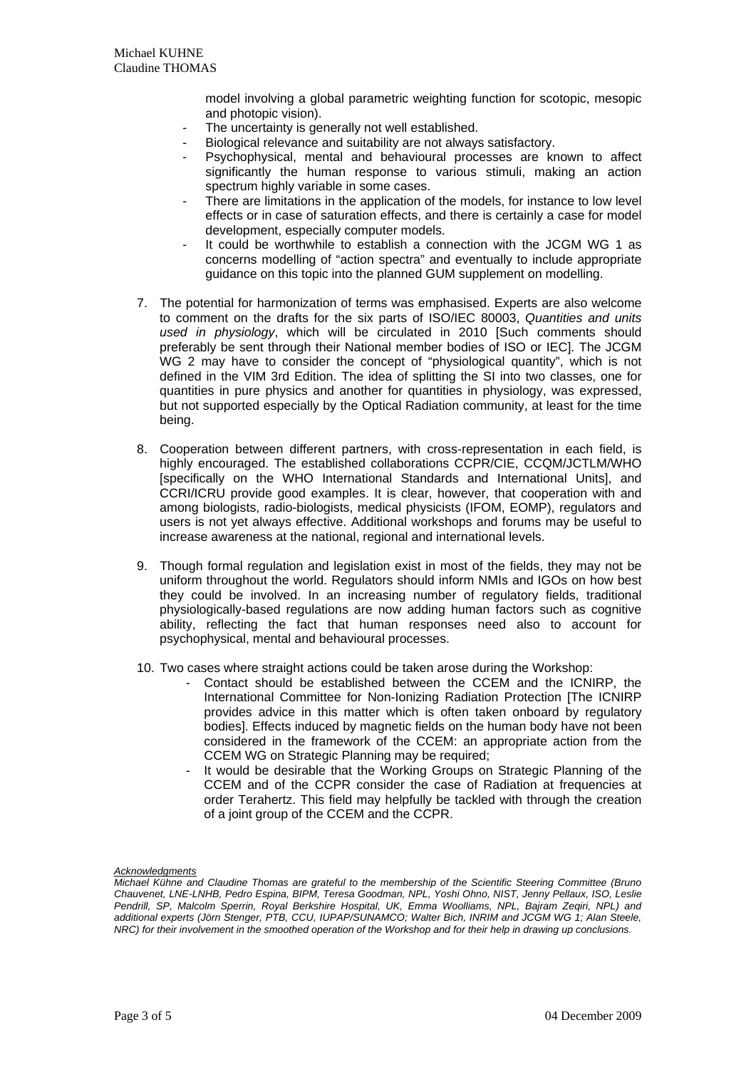model involving a global parametric weighting function for scotopic, mesopic and photopic vision).

- The uncertainty is generally not well established.
- Biological relevance and suitability are not always satisfactory.
- Psychophysical, mental and behavioural processes are known to affect significantly the human response to various stimuli, making an action spectrum highly variable in some cases.
- There are limitations in the application of the models, for instance to low level effects or in case of saturation effects, and there is certainly a case for model development, especially computer models.
- It could be worthwhile to establish a connection with the JCGM WG 1 as concerns modelling of "action spectra" and eventually to include appropriate guidance on this topic into the planned GUM supplement on modelling.

7. The potential for harmonization of terms was emphasised. Experts are also welcome to comment on the drafts for the six parts of ISO/IEC 80003, *Quantities and units used in physiology*, which will be circulated in 2010 [Such comments should preferably be sent through their National member bodies of ISO or IEC]. The JCGM WG 2 may have to consider the concept of "physiological quantity", which is not defined in the VIM 3rd Edition. The idea of splitting the SI into two classes, one for quantities in pure physics and another for quantities in physiology, was expressed, but not supported especially by the Optical Radiation community, at least for the time being.

8. Cooperation between different partners, with cross-representation in each field, is highly encouraged. The established collaborations CCPR/CIE, CCQM/JCTLM/WHO [specifically on the WHO International Standards and International Units], and CCRI/ICRU provide good examples. It is clear, however, that cooperation with and among biologists, radio-biologists, medical physicists (IFOM, EOMP), regulators and users is not yet always effective. Additional workshops and forums may be useful to increase awareness at the national, regional and international levels.

9. Though formal regulation and legislation exist in most of the fields, they may not be uniform throughout the world. Regulators should inform NMIs and IGOs on how best they could be involved. In an increasing number of regulatory fields, traditional physiologically-based regulations are now adding human factors such as cognitive ability, reflecting the fact that human responses need also to account for psychophysical, mental and behavioural processes.

10. Two cases where straight actions could be taken arose during the Workshop:
    - Contact should be established between the CCEM and the ICNIRP, the International Committee for Non-Ionizing Radiation Protection [The ICNIRP provides advice in this matter which is often taken onboard by regulatory bodies]. Effects induced by magnetic fields on the human body have not been considered in the framework of the CCEM: an appropriate action from the CCEM WG on Strategic Planning may be required;
    - It would be desirable that the Working Groups on Strategic Planning of the CCEM and of the CCPR consider the case of Radiation at frequencies at order Terahertz. This field may helpfully be tackled with through the creation of a joint group of the CCEM and the CCPR.

*Acknowledgments*

*Michael Kühne and Claudine Thomas are grateful to the membership of the Scientific Steering Committee (Bruno Chauvenet, LNE-LNHB, Pedro Espina, BIPM, Teresa Goodman, NPL, Yoshi Ohno, NIST, Jenny Pellaux, ISO, Leslie Pendrill, SP, Malcolm Sperrin, Royal Berkshire Hospital, UK, Emma Woolliams, NPL, Bajram Zeqiri, NPL) and additional experts (Jörn Stenger, PTB, CCU, IUPAP/SUNAMCO; Walter Bich, INRIM and JCGM WG 1; Alan Steele, NRC) for their involvement in the smoothed operation of the Workshop and for their help in drawing up conclusions.*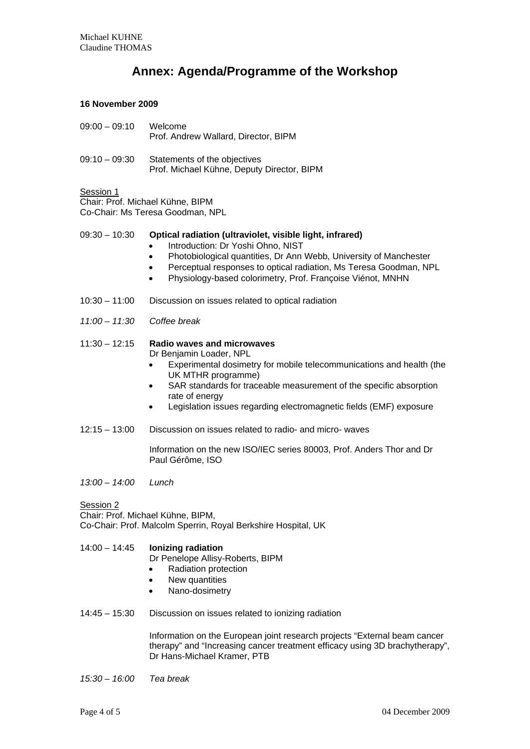# Annex: Agenda/Programme of the Workshop

**16 November 2009**

09:00 – 09:10 Welcome
Prof. Andrew Wallard, Director, BIPM

09:10 – 09:30 Statements of the objectives
Prof. Michael Kühne, Deputy Director, BIPM

Session 1
Chair: Prof. Michael Kühne, BIPM
Co-Chair: Ms Teresa Goodman, NPL

09:30 – 10:30 **Optical radiation (ultraviolet, visible light, infrared)**

- Introduction: Dr Yoshi Ohno, NIST
- Photobiological quantities, Dr Ann Webb, University of Manchester
- Perceptual responses to optical radiation, Ms Teresa Goodman, NPL
- Physiology-based colorimetry, Prof. Françoise Viénot, MNHN

10:30 – 11:00 Discussion on issues related to optical radiation

*11:00 – 11:30 Coffee break*

11:30 – 12:15 **Radio waves and microwaves**
Dr Benjamin Loader, NPL

- Experimental dosimetry for mobile telecommunications and health (the UK MTHR programme)
- SAR standards for traceable measurement of the specific absorption rate of energy
- Legislation issues regarding electromagnetic fields (EMF) exposure

12:15 – 13:00 Discussion on issues related to radio- and micro- waves

Information on the new ISO/IEC series 80003, Prof. Anders Thor and Dr Paul Gérôme, ISO

*13:00 – 14:00 Lunch*

Session 2
Chair: Prof. Michael Kühne, BIPM,
Co-Chair: Prof. Malcolm Sperrin, Royal Berkshire Hospital, UK

14:00 – 14:45 **Ionizing radiation**
Dr Penelope Allisy-Roberts, BIPM

- Radiation protection
- New quantities
- Nano-dosimetry

14:45 – 15:30 Discussion on issues related to ionizing radiation

Information on the European joint research projects "External beam cancer therapy" and "Increasing cancer treatment efficacy using 3D brachytherapy", Dr Hans-Michael Kramer, PTB

*15:30 – 16:00 Tea break*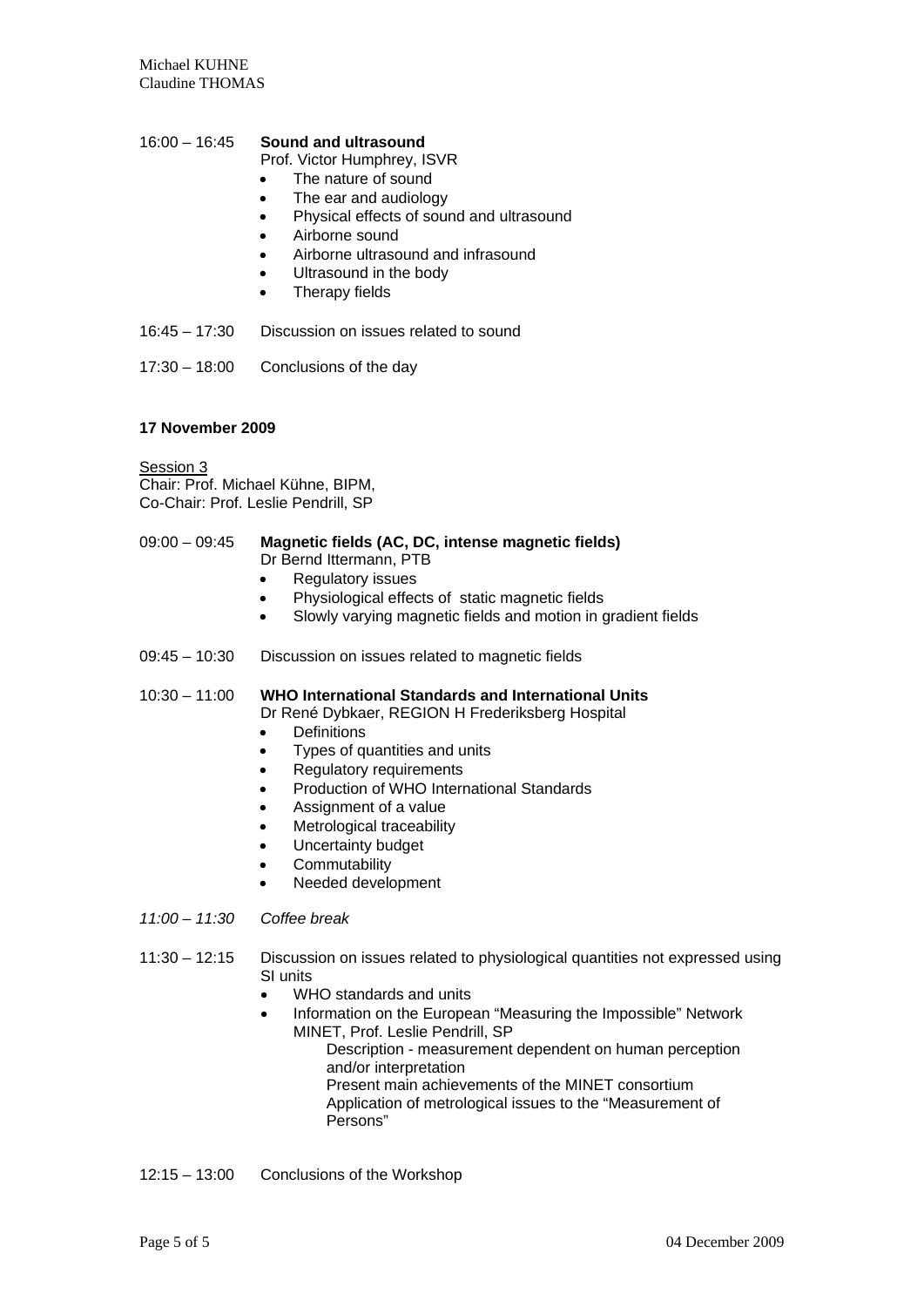16:00 – 16:45 **Sound and ultrasound**
Prof. Victor Humphrey, ISVR

- The nature of sound
- The ear and audiology
- Physical effects of sound and ultrasound
- Airborne sound
- Airborne ultrasound and infrasound
- Ultrasound in the body
- Therapy fields

16:45 – 17:30 Discussion on issues related to sound

17:30 – 18:00 Conclusions of the day

**17 November 2009**

Session 3
Chair: Prof. Michael Kühne, BIPM,
Co-Chair: Prof. Leslie Pendrill, SP

09:00 – 09:45 **Magnetic fields (AC, DC, intense magnetic fields)**
Dr Bernd Ittermann, PTB

- Regulatory issues
- Physiological effects of static magnetic fields
- Slowly varying magnetic fields and motion in gradient fields

09:45 – 10:30 Discussion on issues related to magnetic fields

10:30 – 11:00 **WHO International Standards and International Units**
Dr René Dybkaer, REGION H Frederiksberg Hospital

- Definitions
- Types of quantities and units
- Regulatory requirements
- Production of WHO International Standards
- Assignment of a value
- Metrological traceability
- Uncertainty budget
- Commutability
- Needed development

*11:00 – 11:30 Coffee break*

11:30 – 12:15 Discussion on issues related to physiological quantities not expressed using SI units

- WHO standards and units
- Information on the European "Measuring the Impossible" Network MINET, Prof. Leslie Pendrill, SP
  - Description - measurement dependent on human perception and/or interpretation
  - Present main achievements of the MINET consortium
  - Application of metrological issues to the "Measurement of Persons"

12:15 – 13:00 Conclusions of the Workshop